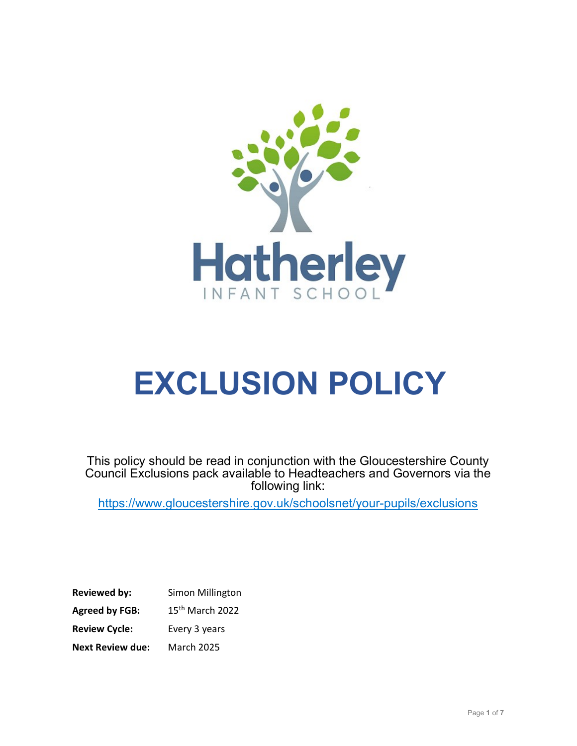Hatherley

INFANT SCHOOL

# EXCLUSION POLICY

This policy should be read in conjunction with the Gloucestershire County Council Exclusions pack available to Headteachers and Governors via the following link:

https://www.gloucestershire.gov.uk/schoolsnet/your-pupils/exclusions

**Reviewed by:** Simon Millington

**Agreed by FGB:** 15th March 2022

**Review Cycle:** Every 3 years

**Next Review due:** March 2025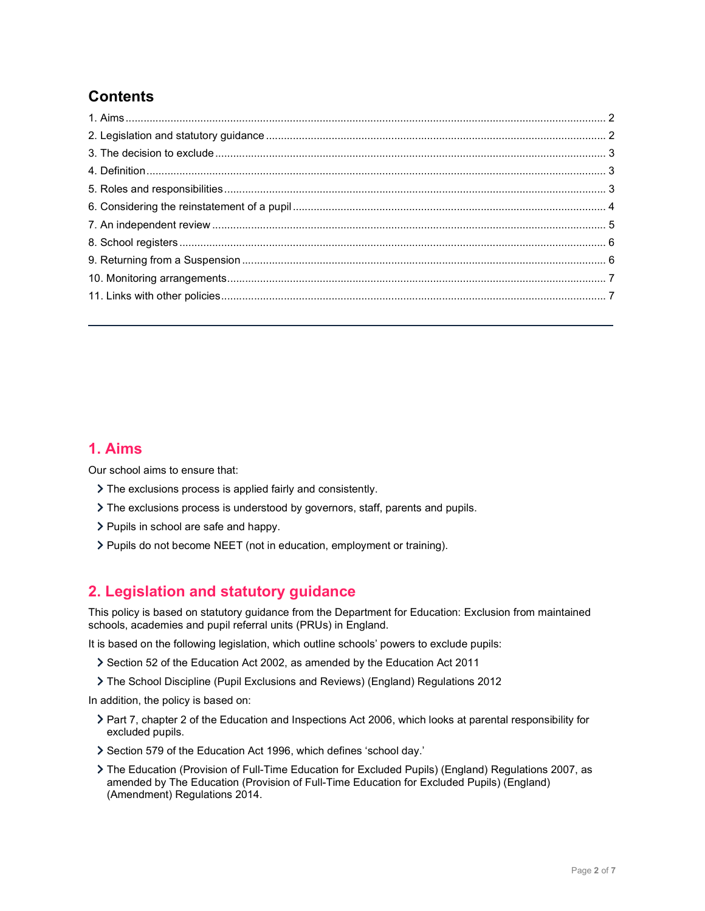## Contents

1. Aims ..... 2
2. Legislation and statutory guidance ..... 2
3. The decision to exclude ..... 3
4. Definition ..... 3
5. Roles and responsibilities ..... 3
6. Considering the reinstatement of a pupil ..... 4
7. An independent review ..... 5
8. School registers ..... 6
9. Returning from a Suspension ..... 6
10. Monitoring arrangements ..... 7
11. Links with other policies ..... 7

---

## 1. Aims

Our school aims to ensure that:

- The exclusions process is applied fairly and consistently.
- The exclusions process is understood by governors, staff, parents and pupils.
- Pupils in school are safe and happy.
- Pupils do not become NEET (not in education, employment or training).

## 2. Legislation and statutory guidance

This policy is based on statutory guidance from the Department for Education: Exclusion from maintained schools, academies and pupil referral units (PRUs) in England.

It is based on the following legislation, which outline schools' powers to exclude pupils:

- Section 52 of the Education Act 2002, as amended by the Education Act 2011
- The School Discipline (Pupil Exclusions and Reviews) (England) Regulations 2012

In addition, the policy is based on:

- Part 7, chapter 2 of the Education and Inspections Act 2006, which looks at parental responsibility for excluded pupils.
- Section 579 of the Education Act 1996, which defines 'school day.'
- The Education (Provision of Full-Time Education for Excluded Pupils) (England) Regulations 2007, as amended by The Education (Provision of Full-Time Education for Excluded Pupils) (England) (Amendment) Regulations 2014.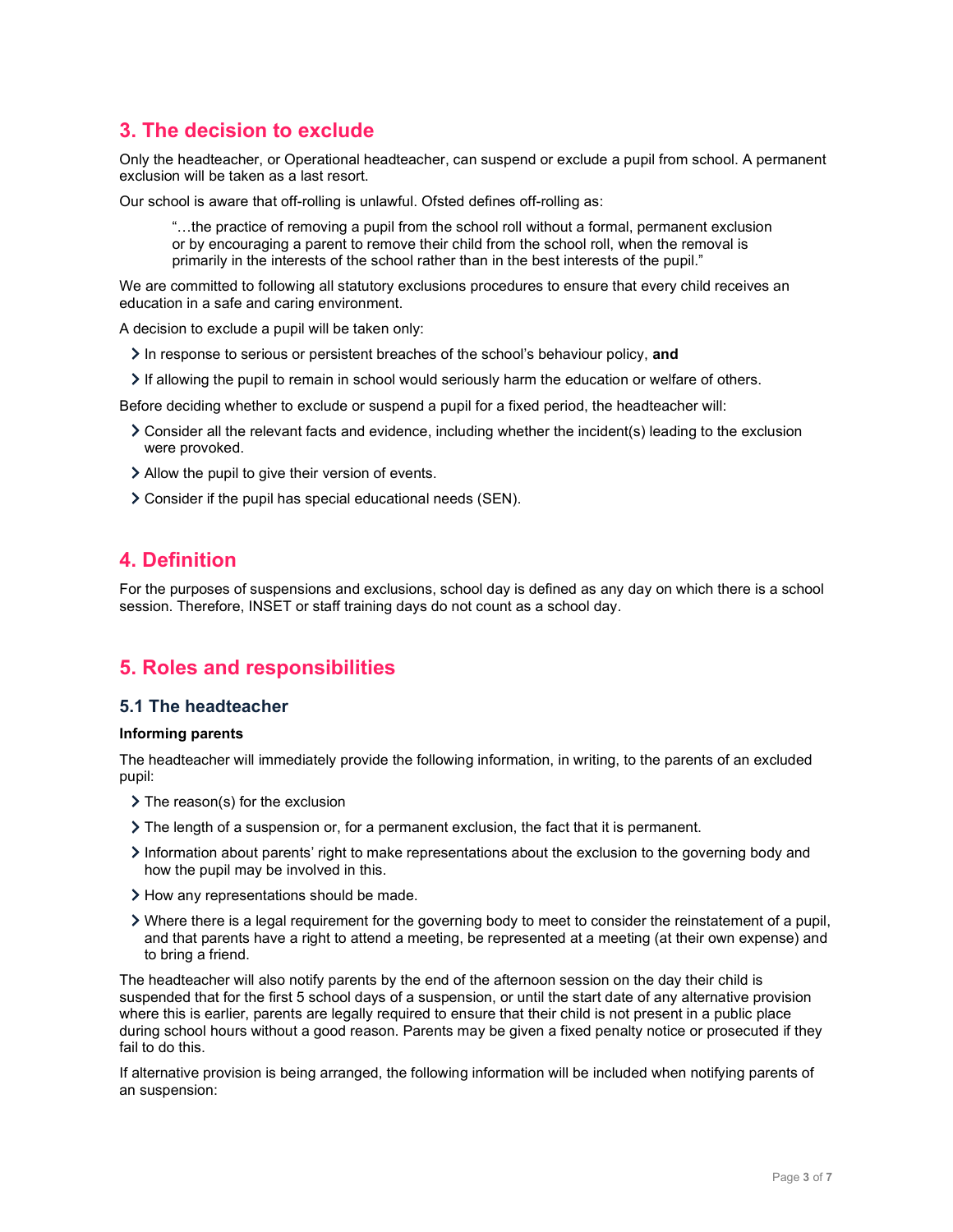## 3. The decision to exclude

Only the headteacher, or Operational headteacher, can suspend or exclude a pupil from school. A permanent exclusion will be taken as a last resort.

Our school is aware that off-rolling is unlawful. Ofsted defines off-rolling as:

> "…the practice of removing a pupil from the school roll without a formal, permanent exclusion or by encouraging a parent to remove their child from the school roll, when the removal is primarily in the interests of the school rather than in the best interests of the pupil."

We are committed to following all statutory exclusions procedures to ensure that every child receives an education in a safe and caring environment.

A decision to exclude a pupil will be taken only:

- In response to serious or persistent breaches of the school's behaviour policy, **and**
- If allowing the pupil to remain in school would seriously harm the education or welfare of others.

Before deciding whether to exclude or suspend a pupil for a fixed period, the headteacher will:

- Consider all the relevant facts and evidence, including whether the incident(s) leading to the exclusion were provoked.
- Allow the pupil to give their version of events.
- Consider if the pupil has special educational needs (SEN).

## 4. Definition

For the purposes of suspensions and exclusions, school day is defined as any day on which there is a school session. Therefore, INSET or staff training days do not count as a school day.

## 5. Roles and responsibilities

### 5.1 The headteacher

**Informing parents**

The headteacher will immediately provide the following information, in writing, to the parents of an excluded pupil:

- The reason(s) for the exclusion
- The length of a suspension or, for a permanent exclusion, the fact that it is permanent.
- Information about parents' right to make representations about the exclusion to the governing body and how the pupil may be involved in this.
- How any representations should be made.
- Where there is a legal requirement for the governing body to meet to consider the reinstatement of a pupil, and that parents have a right to attend a meeting, be represented at a meeting (at their own expense) and to bring a friend.

The headteacher will also notify parents by the end of the afternoon session on the day their child is suspended that for the first 5 school days of a suspension, or until the start date of any alternative provision where this is earlier, parents are legally required to ensure that their child is not present in a public place during school hours without a good reason. Parents may be given a fixed penalty notice or prosecuted if they fail to do this.

If alternative provision is being arranged, the following information will be included when notifying parents of an suspension: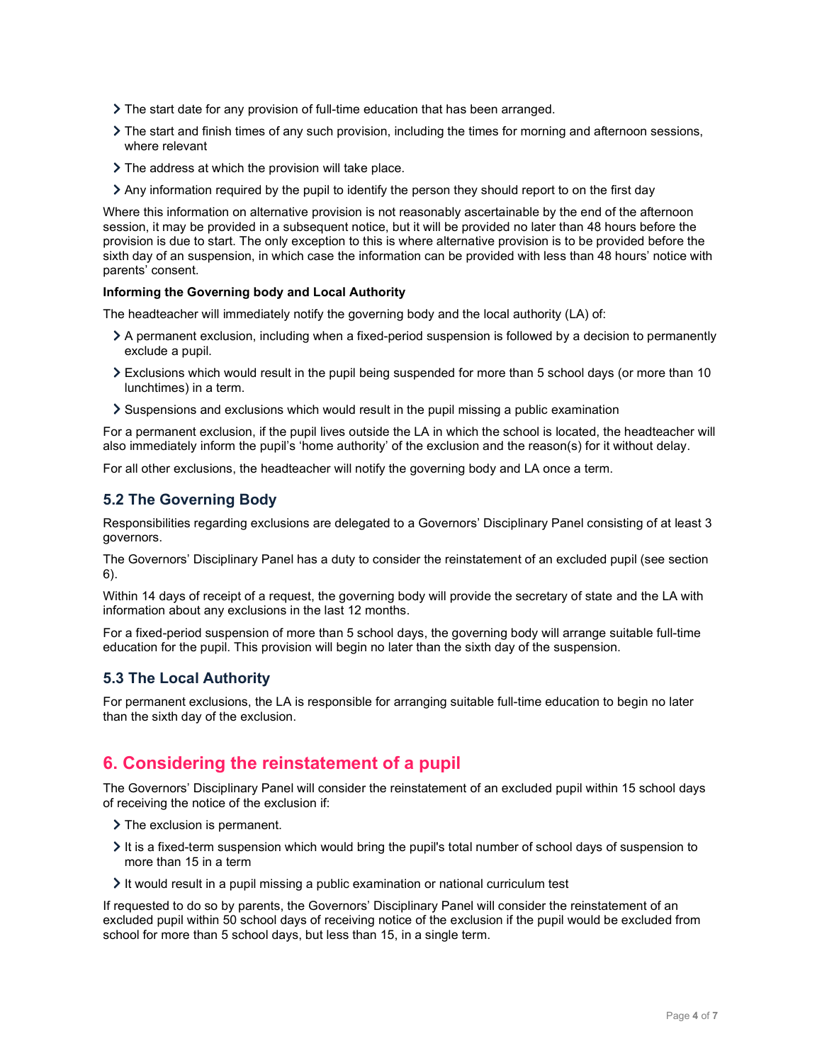- The start date for any provision of full-time education that has been arranged.
- The start and finish times of any such provision, including the times for morning and afternoon sessions, where relevant
- The address at which the provision will take place.
- Any information required by the pupil to identify the person they should report to on the first day

Where this information on alternative provision is not reasonably ascertainable by the end of the afternoon session, it may be provided in a subsequent notice, but it will be provided no later than 48 hours before the provision is due to start. The only exception to this is where alternative provision is to be provided before the sixth day of an suspension, in which case the information can be provided with less than 48 hours' notice with parents' consent.

**Informing the Governing body and Local Authority**

The headteacher will immediately notify the governing body and the local authority (LA) of:

- A permanent exclusion, including when a fixed-period suspension is followed by a decision to permanently exclude a pupil.
- Exclusions which would result in the pupil being suspended for more than 5 school days (or more than 10 lunchtimes) in a term.
- Suspensions and exclusions which would result in the pupil missing a public examination

For a permanent exclusion, if the pupil lives outside the LA in which the school is located, the headteacher will also immediately inform the pupil's 'home authority' of the exclusion and the reason(s) for it without delay.

For all other exclusions, the headteacher will notify the governing body and LA once a term.

### 5.2 The Governing Body

Responsibilities regarding exclusions are delegated to a Governors' Disciplinary Panel consisting of at least 3 governors.

The Governors' Disciplinary Panel has a duty to consider the reinstatement of an excluded pupil (see section 6).

Within 14 days of receipt of a request, the governing body will provide the secretary of state and the LA with information about any exclusions in the last 12 months.

For a fixed-period suspension of more than 5 school days, the governing body will arrange suitable full-time education for the pupil. This provision will begin no later than the sixth day of the suspension.

### 5.3 The Local Authority

For permanent exclusions, the LA is responsible for arranging suitable full-time education to begin no later than the sixth day of the exclusion.

## 6. Considering the reinstatement of a pupil

The Governors' Disciplinary Panel will consider the reinstatement of an excluded pupil within 15 school days of receiving the notice of the exclusion if:

- The exclusion is permanent.
- It is a fixed-term suspension which would bring the pupil's total number of school days of suspension to more than 15 in a term
- It would result in a pupil missing a public examination or national curriculum test

If requested to do so by parents, the Governors' Disciplinary Panel will consider the reinstatement of an excluded pupil within 50 school days of receiving notice of the exclusion if the pupil would be excluded from school for more than 5 school days, but less than 15, in a single term.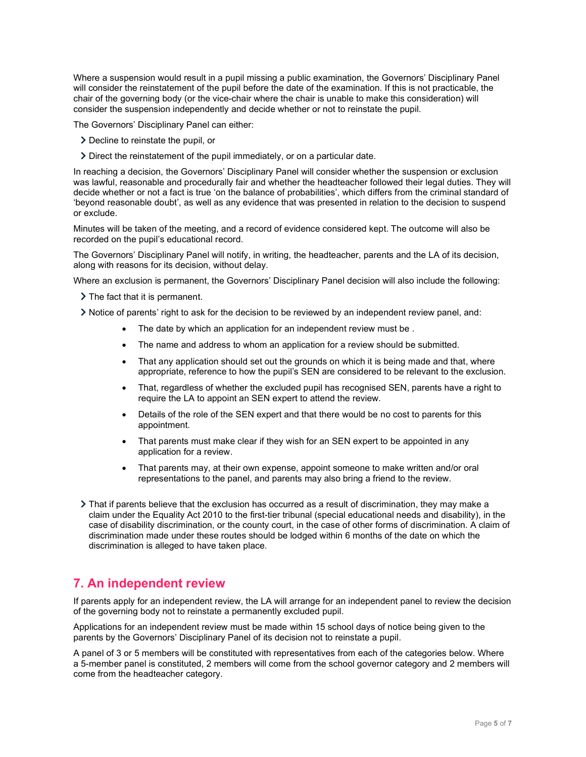Where a suspension would result in a pupil missing a public examination, the Governors' Disciplinary Panel will consider the reinstatement of the pupil before the date of the examination. If this is not practicable, the chair of the governing body (or the vice-chair where the chair is unable to make this consideration) will consider the suspension independently and decide whether or not to reinstate the pupil.

The Governors' Disciplinary Panel can either:

- Decline to reinstate the pupil, or
- Direct the reinstatement of the pupil immediately, or on a particular date.

In reaching a decision, the Governors' Disciplinary Panel will consider whether the suspension or exclusion was lawful, reasonable and procedurally fair and whether the headteacher followed their legal duties. They will decide whether or not a fact is true 'on the balance of probabilities', which differs from the criminal standard of 'beyond reasonable doubt', as well as any evidence that was presented in relation to the decision to suspend or exclude.

Minutes will be taken of the meeting, and a record of evidence considered kept. The outcome will also be recorded on the pupil's educational record.

The Governors' Disciplinary Panel will notify, in writing, the headteacher, parents and the LA of its decision, along with reasons for its decision, without delay.

Where an exclusion is permanent, the Governors' Disciplinary Panel decision will also include the following:

- The fact that it is permanent.
- Notice of parents' right to ask for the decision to be reviewed by an independent review panel, and:
    - The date by which an application for an independent review must be .
    - The name and address to whom an application for a review should be submitted.
    - That any application should set out the grounds on which it is being made and that, where appropriate, reference to how the pupil's SEN are considered to be relevant to the exclusion.
    - That, regardless of whether the excluded pupil has recognised SEN, parents have a right to require the LA to appoint an SEN expert to attend the review.
    - Details of the role of the SEN expert and that there would be no cost to parents for this appointment.
    - That parents must make clear if they wish for an SEN expert to be appointed in any application for a review.
    - That parents may, at their own expense, appoint someone to make written and/or oral representations to the panel, and parents may also bring a friend to the review.
- That if parents believe that the exclusion has occurred as a result of discrimination, they may make a claim under the Equality Act 2010 to the first-tier tribunal (special educational needs and disability), in the case of disability discrimination, or the county court, in the case of other forms of discrimination. A claim of discrimination made under these routes should be lodged within 6 months of the date on which the discrimination is alleged to have taken place.

## 7. An independent review

If parents apply for an independent review, the LA will arrange for an independent panel to review the decision of the governing body not to reinstate a permanently excluded pupil.

Applications for an independent review must be made within 15 school days of notice being given to the parents by the Governors' Disciplinary Panel of its decision not to reinstate a pupil.

A panel of 3 or 5 members will be constituted with representatives from each of the categories below. Where a 5-member panel is constituted, 2 members will come from the school governor category and 2 members will come from the headteacher category.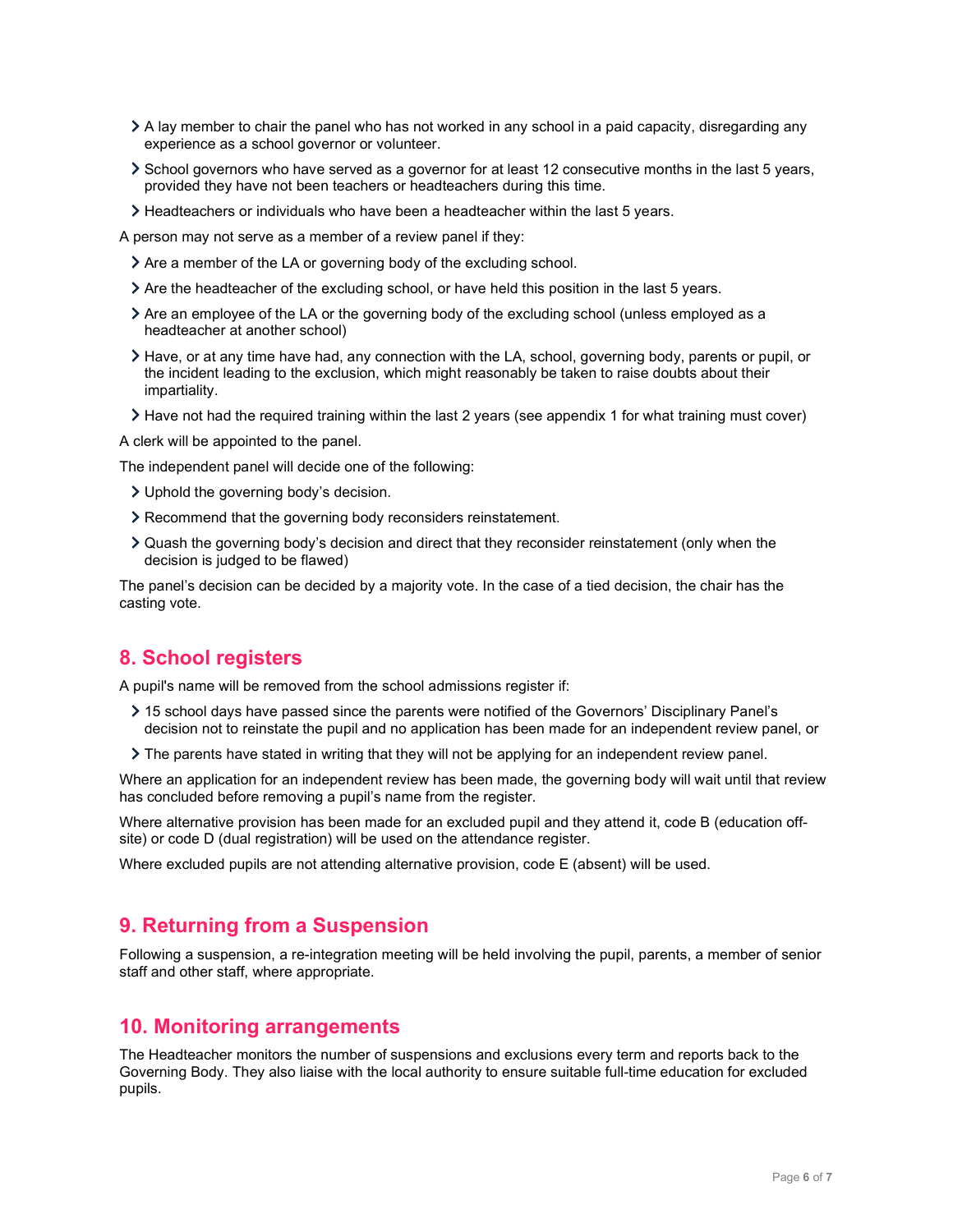- A lay member to chair the panel who has not worked in any school in a paid capacity, disregarding any experience as a school governor or volunteer.
- School governors who have served as a governor for at least 12 consecutive months in the last 5 years, provided they have not been teachers or headteachers during this time.
- Headteachers or individuals who have been a headteacher within the last 5 years.

A person may not serve as a member of a review panel if they:

- Are a member of the LA or governing body of the excluding school.
- Are the headteacher of the excluding school, or have held this position in the last 5 years.
- Are an employee of the LA or the governing body of the excluding school (unless employed as a headteacher at another school)
- Have, or at any time have had, any connection with the LA, school, governing body, parents or pupil, or the incident leading to the exclusion, which might reasonably be taken to raise doubts about their impartiality.
- Have not had the required training within the last 2 years (see appendix 1 for what training must cover)

A clerk will be appointed to the panel.

The independent panel will decide one of the following:

- Uphold the governing body's decision.
- Recommend that the governing body reconsiders reinstatement.
- Quash the governing body's decision and direct that they reconsider reinstatement (only when the decision is judged to be flawed)

The panel's decision can be decided by a majority vote. In the case of a tied decision, the chair has the casting vote.

## 8. School registers

A pupil's name will be removed from the school admissions register if:

- 15 school days have passed since the parents were notified of the Governors' Disciplinary Panel's decision not to reinstate the pupil and no application has been made for an independent review panel, or
- The parents have stated in writing that they will not be applying for an independent review panel.

Where an application for an independent review has been made, the governing body will wait until that review has concluded before removing a pupil's name from the register.

Where alternative provision has been made for an excluded pupil and they attend it, code B (education off-site) or code D (dual registration) will be used on the attendance register.

Where excluded pupils are not attending alternative provision, code E (absent) will be used.

## 9. Returning from a Suspension

Following a suspension, a re-integration meeting will be held involving the pupil, parents, a member of senior staff and other staff, where appropriate.

## 10. Monitoring arrangements

The Headteacher monitors the number of suspensions and exclusions every term and reports back to the Governing Body. They also liaise with the local authority to ensure suitable full-time education for excluded pupils.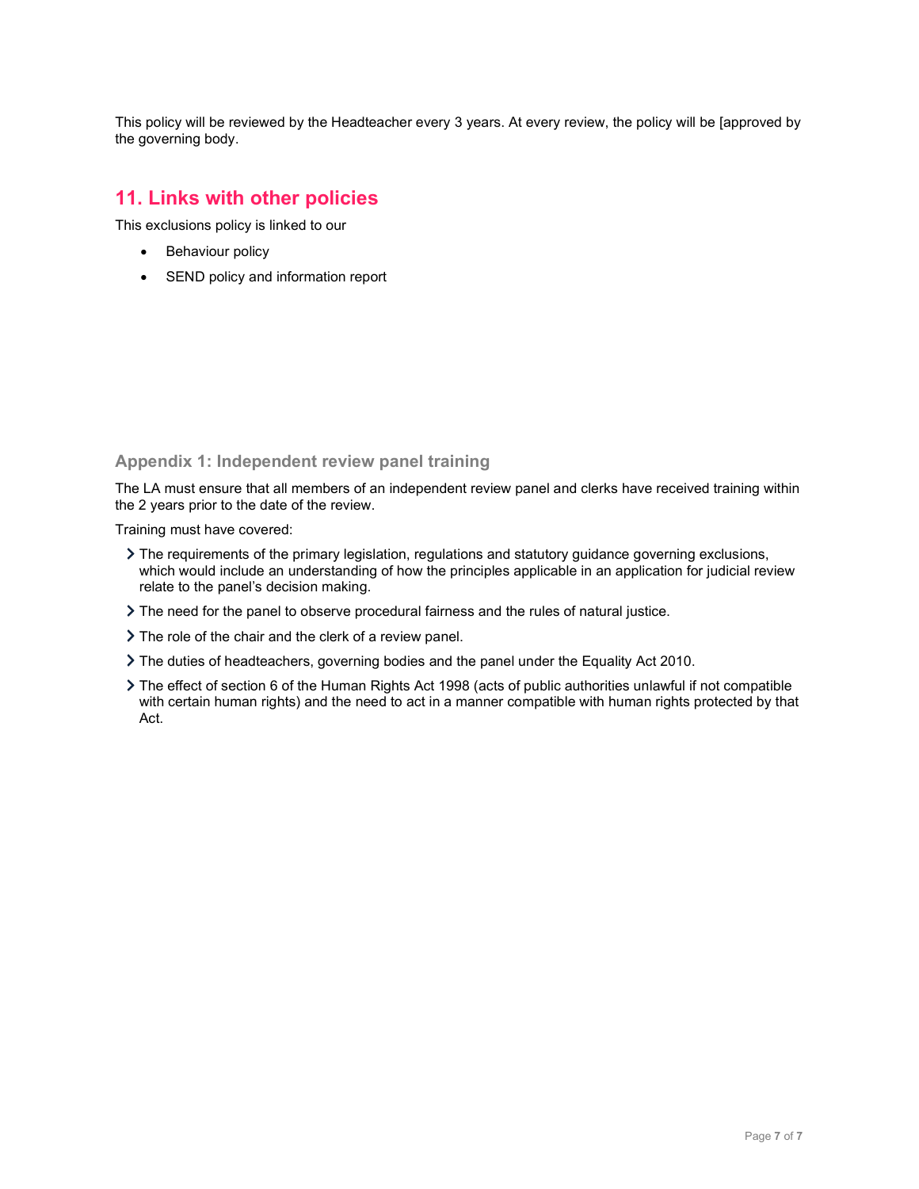This policy will be reviewed by the Headteacher every 3 years. At every review, the policy will be [approved by the governing body.

## 11. Links with other policies

This exclusions policy is linked to our

- Behaviour policy
- SEND policy and information report

### Appendix 1: Independent review panel training

The LA must ensure that all members of an independent review panel and clerks have received training within the 2 years prior to the date of the review.

Training must have covered:

- The requirements of the primary legislation, regulations and statutory guidance governing exclusions, which would include an understanding of how the principles applicable in an application for judicial review relate to the panel's decision making.
- The need for the panel to observe procedural fairness and the rules of natural justice.
- The role of the chair and the clerk of a review panel.
- The duties of headteachers, governing bodies and the panel under the Equality Act 2010.
- The effect of section 6 of the Human Rights Act 1998 (acts of public authorities unlawful if not compatible with certain human rights) and the need to act in a manner compatible with human rights protected by that Act.